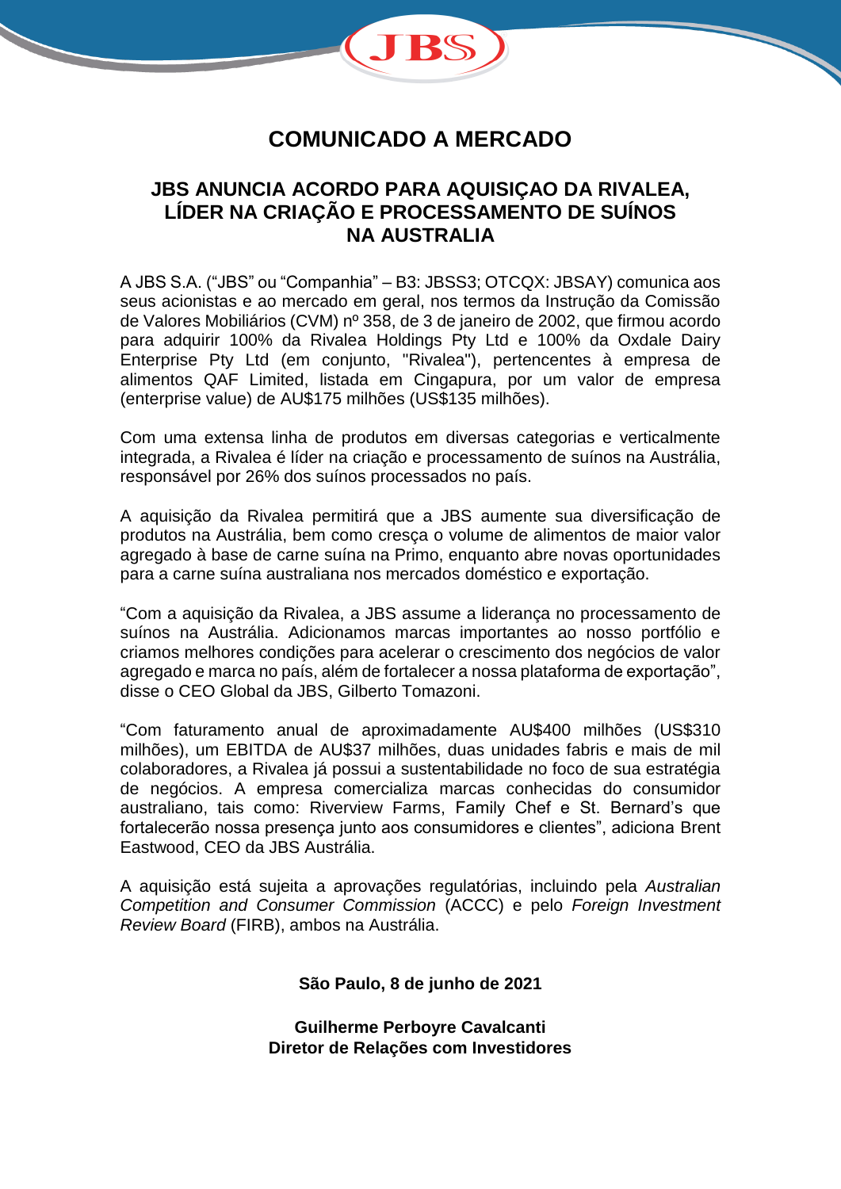# COMUNICADO A MERCADO

## JBS ANUNCIA ACORDO PARA AQUISIÇAO DA RIVALEA, LÍDER NA CRIAÇÃO E PROCESSAMENTO DE SUÍNOS NA AUSTRALIA

A JBS S.A. ("JBS" ou "Companhia" – B3: JBSS3; OTCQX: JBSAY) comunica aos seus acionistas e ao mercado em geral, nos termos da Instrução da Comissão de Valores Mobiliários (CVM) nº 358, de 3 de janeiro de 2002, que firmou acordo para adquirir 100% da Rivalea Holdings Pty Ltd e 100% da Oxdale Dairy Enterprise Pty Ltd (em conjunto, "Rivalea"), pertencentes à empresa de alimentos QAF Limited, listada em Cingapura, por um valor de empresa (enterprise value) de AU$175 milhões (US$135 milhões).

Com uma extensa linha de produtos em diversas categorias e verticalmente integrada, a Rivalea é líder na criação e processamento de suínos na Austrália, responsável por 26% dos suínos processados no país.

A aquisição da Rivalea permitirá que a JBS aumente sua diversificação de produtos na Austrália, bem como cresça o volume de alimentos de maior valor agregado à base de carne suína na Primo, enquanto abre novas oportunidades para a carne suína australiana nos mercados doméstico e exportação.

"Com a aquisição da Rivalea, a JBS assume a liderança no processamento de suínos na Austrália. Adicionamos marcas importantes ao nosso portfólio e criamos melhores condições para acelerar o crescimento dos negócios de valor agregado e marca no país, além de fortalecer a nossa plataforma de exportação", disse o CEO Global da JBS, Gilberto Tomazoni.

"Com faturamento anual de aproximadamente AU$400 milhões (US$310 milhões), um EBITDA de AU$37 milhões, duas unidades fabris e mais de mil colaboradores, a Rivalea já possui a sustentabilidade no foco de sua estratégia de negócios. A empresa comercializa marcas conhecidas do consumidor australiano, tais como: Riverview Farms, Family Chef e St. Bernard's que fortalecerão nossa presença junto aos consumidores e clientes", adiciona Brent Eastwood, CEO da JBS Austrália.

A aquisição está sujeita a aprovações regulatórias, incluindo pela *Australian Competition and Consumer Commission* (ACCC) e pelo *Foreign Investment Review Board* (FIRB), ambos na Austrália.

**São Paulo, 8 de junho de 2021**

**Guilherme Perboyre Cavalcanti**
**Diretor de Relações com Investidores**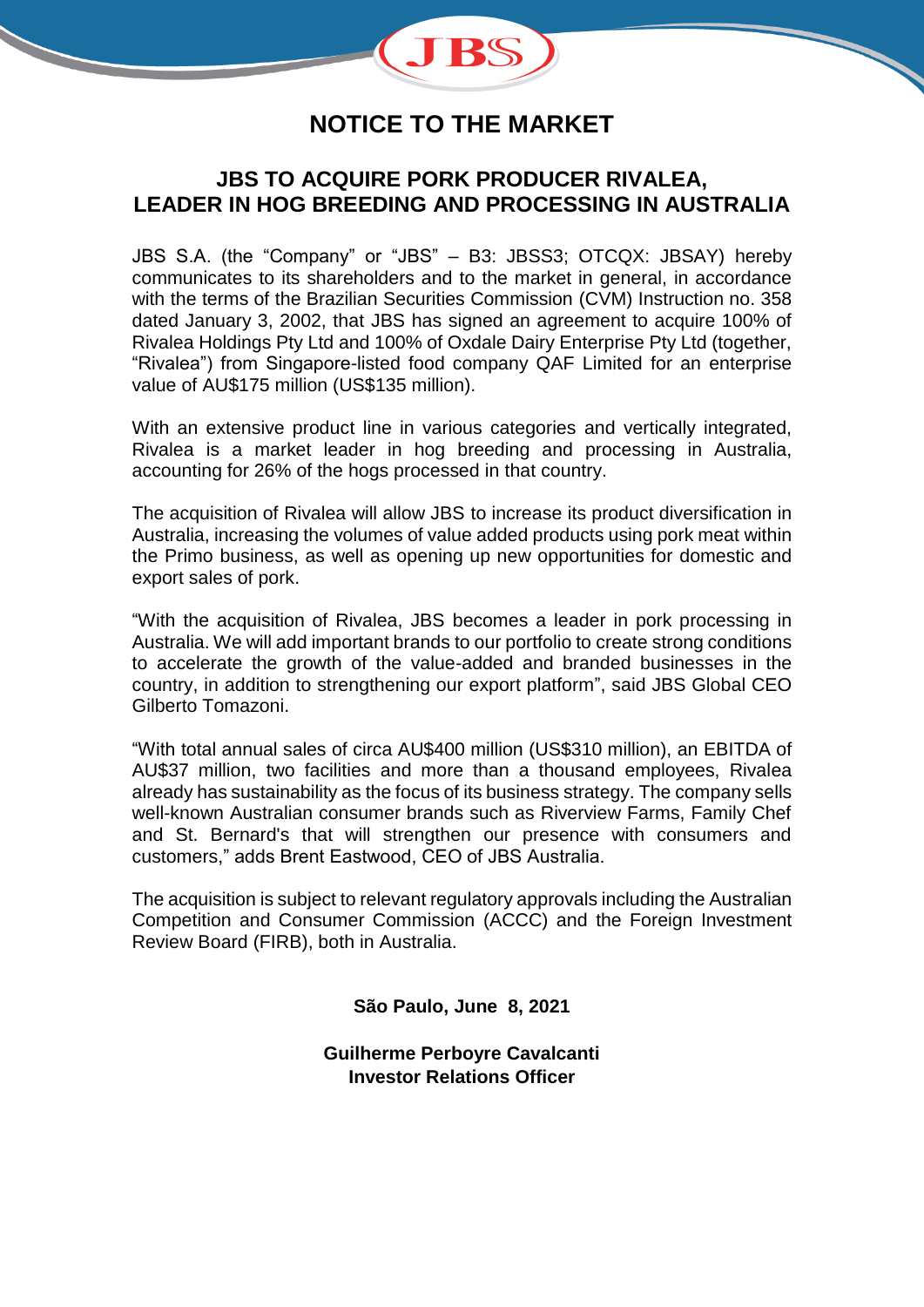# NOTICE TO THE MARKET

## JBS TO ACQUIRE PORK PRODUCER RIVALEA, LEADER IN HOG BREEDING AND PROCESSING IN AUSTRALIA

JBS S.A. (the "Company" or "JBS" – B3: JBSS3; OTCQX: JBSAY) hereby communicates to its shareholders and to the market in general, in accordance with the terms of the Brazilian Securities Commission (CVM) Instruction no. 358 dated January 3, 2002, that JBS has signed an agreement to acquire 100% of Rivalea Holdings Pty Ltd and 100% of Oxdale Dairy Enterprise Pty Ltd (together, "Rivalea") from Singapore-listed food company QAF Limited for an enterprise value of AU$175 million (US$135 million).

With an extensive product line in various categories and vertically integrated, Rivalea is a market leader in hog breeding and processing in Australia, accounting for 26% of the hogs processed in that country.

The acquisition of Rivalea will allow JBS to increase its product diversification in Australia, increasing the volumes of value added products using pork meat within the Primo business, as well as opening up new opportunities for domestic and export sales of pork.

"With the acquisition of Rivalea, JBS becomes a leader in pork processing in Australia. We will add important brands to our portfolio to create strong conditions to accelerate the growth of the value-added and branded businesses in the country, in addition to strengthening our export platform", said JBS Global CEO Gilberto Tomazoni.

"With total annual sales of circa AU$400 million (US$310 million), an EBITDA of AU$37 million, two facilities and more than a thousand employees, Rivalea already has sustainability as the focus of its business strategy. The company sells well-known Australian consumer brands such as Riverview Farms, Family Chef and St. Bernard's that will strengthen our presence with consumers and customers," adds Brent Eastwood, CEO of JBS Australia.

The acquisition is subject to relevant regulatory approvals including the Australian Competition and Consumer Commission (ACCC) and the Foreign Investment Review Board (FIRB), both in Australia.

**São Paulo, June 8, 2021**

**Guilherme Perboyre Cavalcanti**
**Investor Relations Officer**